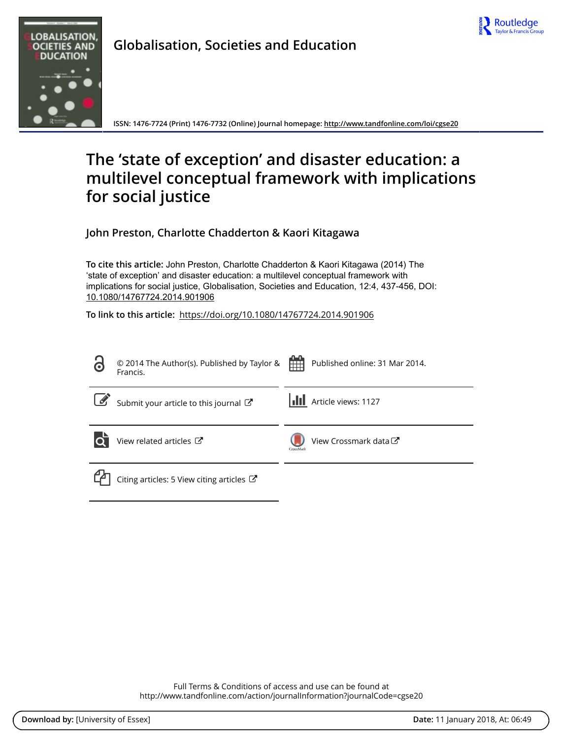Globalisation, Societies and Education

ISSN: 1476-7724 (Print) 1476-7732 (Online) Journal homepage: http://www.tandfonline.com/loi/cgse20

# The 'state of exception' and disaster education: a multilevel conceptual framework with implications for social justice

John Preston, Charlotte Chadderton & Kaori Kitagawa

**To cite this article:** John Preston, Charlotte Chadderton & Kaori Kitagawa (2014) The 'state of exception' and disaster education: a multilevel conceptual framework with implications for social justice, Globalisation, Societies and Education, 12:4, 437-456, DOI: 10.1080/14767724.2014.901906

**To link to this article:** https://doi.org/10.1080/14767724.2014.901906

© 2014 The Author(s). Published by Taylor & Francis.

Published online: 31 Mar 2014.

Submit your article to this journal

Article views: 1127

View related articles

View Crossmark data

Citing articles: 5 View citing articles

Full Terms & Conditions of access and use can be found at
http://www.tandfonline.com/action/journalInformation?journalCode=cgse20

**Download by:** [University of Essex] **Date:** 11 January 2018, At: 06:49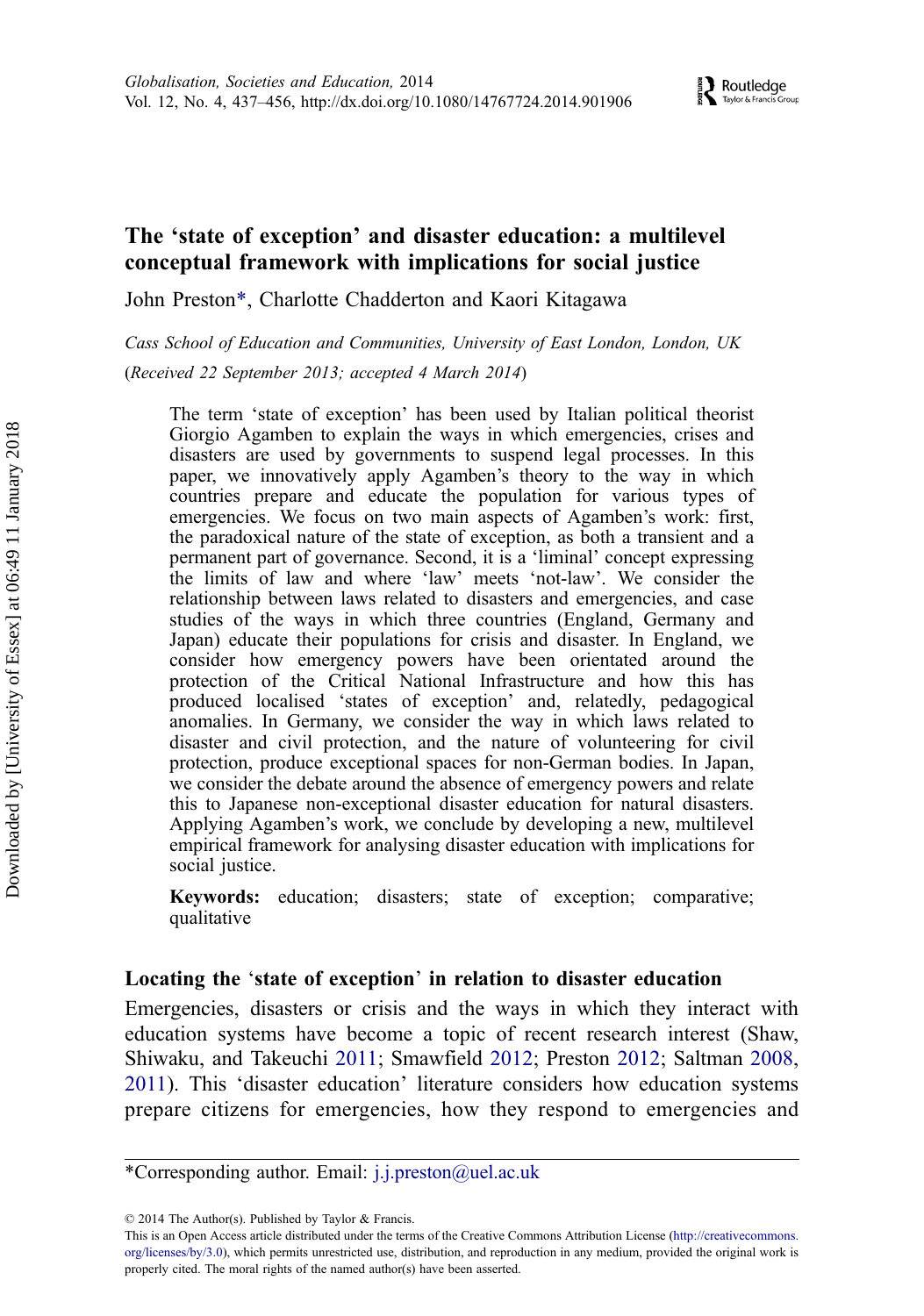# The 'state of exception' and disaster education: a multilevel conceptual framework with implications for social justice

John Preston*, Charlotte Chadderton and Kaori Kitagawa

*Cass School of Education and Communities, University of East London, London, UK*

(*Received 22 September 2013; accepted 4 March 2014*)

The term 'state of exception' has been used by Italian political theorist Giorgio Agamben to explain the ways in which emergencies, crises and disasters are used by governments to suspend legal processes. In this paper, we innovatively apply Agamben's theory to the way in which countries prepare and educate the population for various types of emergencies. We focus on two main aspects of Agamben's work: first, the paradoxical nature of the state of exception, as both a transient and a permanent part of governance. Second, it is a 'liminal' concept expressing the limits of law and where 'law' meets 'not-law'. We consider the relationship between laws related to disasters and emergencies, and case studies of the ways in which three countries (England, Germany and Japan) educate their populations for crisis and disaster. In England, we consider how emergency powers have been orientated around the protection of the Critical National Infrastructure and how this has produced localised 'states of exception' and, relatedly, pedagogical anomalies. In Germany, we consider the way in which laws related to disaster and civil protection, and the nature of volunteering for civil protection, produce exceptional spaces for non-German bodies. In Japan, we consider the debate around the absence of emergency powers and relate this to Japanese non-exceptional disaster education for natural disasters. Applying Agamben's work, we conclude by developing a new, multilevel empirical framework for analysing disaster education with implications for social justice.

**Keywords:** education; disasters; state of exception; comparative; qualitative

## Locating the 'state of exception' in relation to disaster education

Emergencies, disasters or crisis and the ways in which they interact with education systems have become a topic of recent research interest (Shaw, Shiwaku, and Takeuchi 2011; Smawfield 2012; Preston 2012; Saltman 2008, 2011). This 'disaster education' literature considers how education systems prepare citizens for emergencies, how they respond to emergencies and

*Corresponding author. Email: j.j.preston@uel.ac.uk

© 2014 The Author(s). Published by Taylor & Francis.
This is an Open Access article distributed under the terms of the Creative Commons Attribution License (http://creativecommons.org/licenses/by/3.0), which permits unrestricted use, distribution, and reproduction in any medium, provided the original work is properly cited. The moral rights of the named author(s) have been asserted.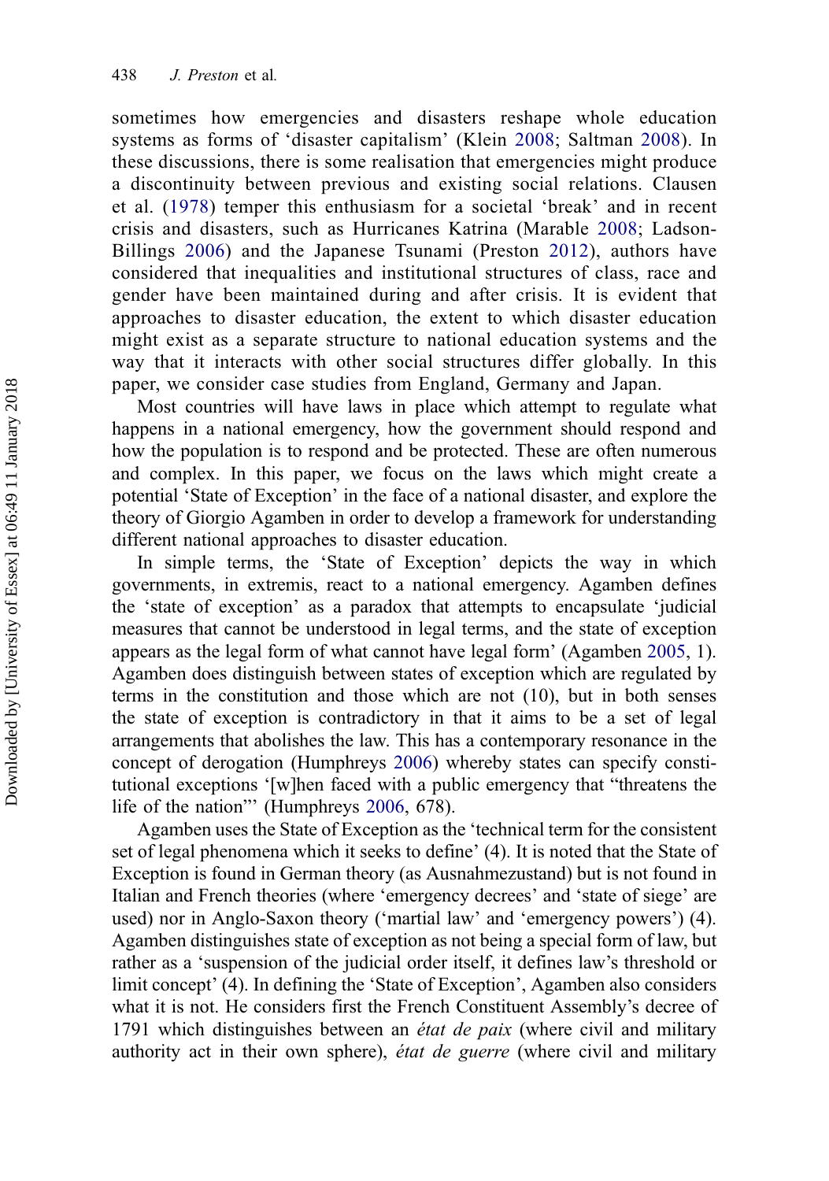sometimes how emergencies and disasters reshape whole education systems as forms of 'disaster capitalism' (Klein 2008; Saltman 2008). In these discussions, there is some realisation that emergencies might produce a discontinuity between previous and existing social relations. Clausen et al. (1978) temper this enthusiasm for a societal 'break' and in recent crisis and disasters, such as Hurricanes Katrina (Marable 2008; Ladson-Billings 2006) and the Japanese Tsunami (Preston 2012), authors have considered that inequalities and institutional structures of class, race and gender have been maintained during and after crisis. It is evident that approaches to disaster education, the extent to which disaster education might exist as a separate structure to national education systems and the way that it interacts with other social structures differ globally. In this paper, we consider case studies from England, Germany and Japan.

Most countries will have laws in place which attempt to regulate what happens in a national emergency, how the government should respond and how the population is to respond and be protected. These are often numerous and complex. In this paper, we focus on the laws which might create a potential 'State of Exception' in the face of a national disaster, and explore the theory of Giorgio Agamben in order to develop a framework for understanding different national approaches to disaster education.

In simple terms, the 'State of Exception' depicts the way in which governments, in extremis, react to a national emergency. Agamben defines the 'state of exception' as a paradox that attempts to encapsulate 'judicial measures that cannot be understood in legal terms, and the state of exception appears as the legal form of what cannot have legal form' (Agamben 2005, 1). Agamben does distinguish between states of exception which are regulated by terms in the constitution and those which are not (10), but in both senses the state of exception is contradictory in that it aims to be a set of legal arrangements that abolishes the law. This has a contemporary resonance in the concept of derogation (Humphreys 2006) whereby states can specify constitutional exceptions '[w]hen faced with a public emergency that "threatens the life of the nation"' (Humphreys 2006, 678).

Agamben uses the State of Exception as the 'technical term for the consistent set of legal phenomena which it seeks to define' (4). It is noted that the State of Exception is found in German theory (as Ausnahmezustand) but is not found in Italian and French theories (where 'emergency decrees' and 'state of siege' are used) nor in Anglo-Saxon theory ('martial law' and 'emergency powers') (4). Agamben distinguishes state of exception as not being a special form of law, but rather as a 'suspension of the judicial order itself, it defines law's threshold or limit concept' (4). In defining the 'State of Exception', Agamben also considers what it is not. He considers first the French Constituent Assembly's decree of 1791 which distinguishes between an *état de paix* (where civil and military authority act in their own sphere), *état de guerre* (where civil and military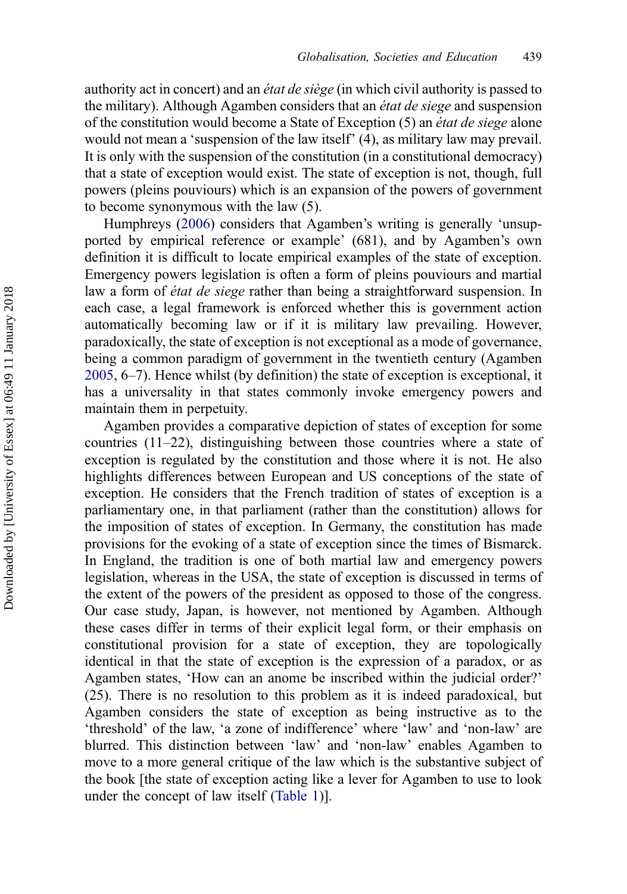authority act in concert) and an *état de siège* (in which civil authority is passed to the military). Although Agamben considers that an *état de siege* and suspension of the constitution would become a State of Exception (5) an *état de siege* alone would not mean a 'suspension of the law itself' (4), as military law may prevail. It is only with the suspension of the constitution (in a constitutional democracy) that a state of exception would exist. The state of exception is not, though, full powers (pleins pouviours) which is an expansion of the powers of government to become synonymous with the law (5).

Humphreys (2006) considers that Agamben's writing is generally 'unsupported by empirical reference or example' (681), and by Agamben's own definition it is difficult to locate empirical examples of the state of exception. Emergency powers legislation is often a form of pleins pouviours and martial law a form of *état de siege* rather than being a straightforward suspension. In each case, a legal framework is enforced whether this is government action automatically becoming law or if it is military law prevailing. However, paradoxically, the state of exception is not exceptional as a mode of governance, being a common paradigm of government in the twentieth century (Agamben 2005, 6–7). Hence whilst (by definition) the state of exception is exceptional, it has a universality in that states commonly invoke emergency powers and maintain them in perpetuity.

Agamben provides a comparative depiction of states of exception for some countries (11–22), distinguishing between those countries where a state of exception is regulated by the constitution and those where it is not. He also highlights differences between European and US conceptions of the state of exception. He considers that the French tradition of states of exception is a parliamentary one, in that parliament (rather than the constitution) allows for the imposition of states of exception. In Germany, the constitution has made provisions for the evoking of a state of exception since the times of Bismarck. In England, the tradition is one of both martial law and emergency powers legislation, whereas in the USA, the state of exception is discussed in terms of the extent of the powers of the president as opposed to those of the congress. Our case study, Japan, is however, not mentioned by Agamben. Although these cases differ in terms of their explicit legal form, or their emphasis on constitutional provision for a state of exception, they are topologically identical in that the state of exception is the expression of a paradox, or as Agamben states, 'How can an anome be inscribed within the judicial order?' (25). There is no resolution to this problem as it is indeed paradoxical, but Agamben considers the state of exception as being instructive as to the 'threshold' of the law, 'a zone of indifference' where 'law' and 'non-law' are blurred. This distinction between 'law' and 'non-law' enables Agamben to move to a more general critique of the law which is the substantive subject of the book [the state of exception acting like a lever for Agamben to use to look under the concept of law itself (Table 1)].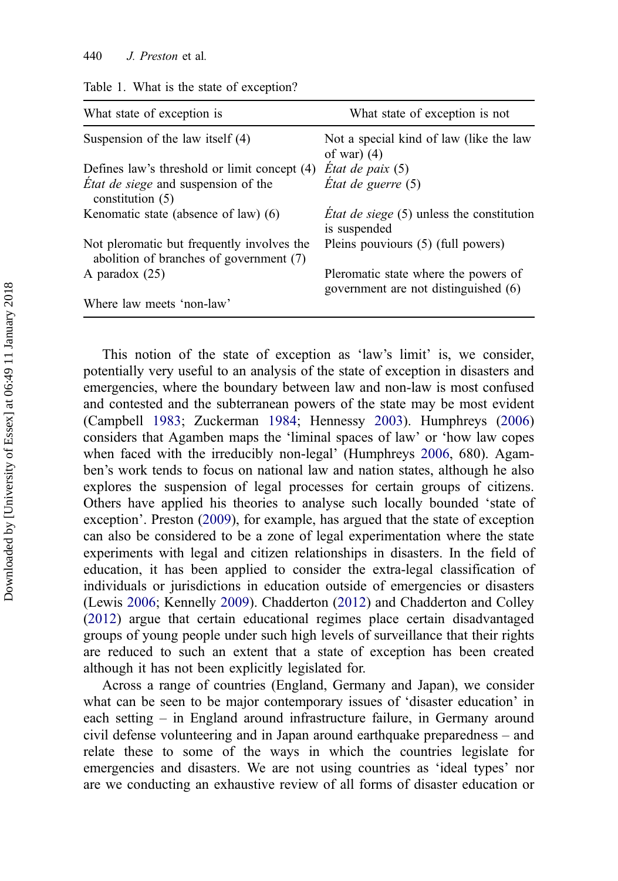Table 1. What is the state of exception?

| What state of exception is | What state of exception is not |
|---|---|
| Suspension of the law itself (4) | Not a special kind of law (like the law of war) (4) |
| Defines law's threshold or limit concept (4) | *État de paix* (5) |
| *État de siege* and suspension of the constitution (5) | *État de guerre* (5) |
| Kenomatic state (absence of law) (6) | *État de siege* (5) unless the constitution is suspended |
| Not pleromatic but frequently involves the abolition of branches of government (7) | Pleins pouviours (5) (full powers) |
| A paradox (25) | Pleromatic state where the powers of government are not distinguished (6) |
| Where law meets 'non-law' | |

This notion of the state of exception as 'law's limit' is, we consider, potentially very useful to an analysis of the state of exception in disasters and emergencies, where the boundary between law and non-law is most confused and contested and the subterranean powers of the state may be most evident (Campbell 1983; Zuckerman 1984; Hennessy 2003). Humphreys (2006) considers that Agamben maps the 'liminal spaces of law' or 'how law copes when faced with the irreducibly non-legal' (Humphreys 2006, 680). Agamben's work tends to focus on national law and nation states, although he also explores the suspension of legal processes for certain groups of citizens. Others have applied his theories to analyse such locally bounded 'state of exception'. Preston (2009), for example, has argued that the state of exception can also be considered to be a zone of legal experimentation where the state experiments with legal and citizen relationships in disasters. In the field of education, it has been applied to consider the extra-legal classification of individuals or jurisdictions in education outside of emergencies or disasters (Lewis 2006; Kennelly 2009). Chadderton (2012) and Chadderton and Colley (2012) argue that certain educational regimes place certain disadvantaged groups of young people under such high levels of surveillance that their rights are reduced to such an extent that a state of exception has been created although it has not been explicitly legislated for.

Across a range of countries (England, Germany and Japan), we consider what can be seen to be major contemporary issues of 'disaster education' in each setting – in England around infrastructure failure, in Germany around civil defense volunteering and in Japan around earthquake preparedness – and relate these to some of the ways in which the countries legislate for emergencies and disasters. We are not using countries as 'ideal types' nor are we conducting an exhaustive review of all forms of disaster education or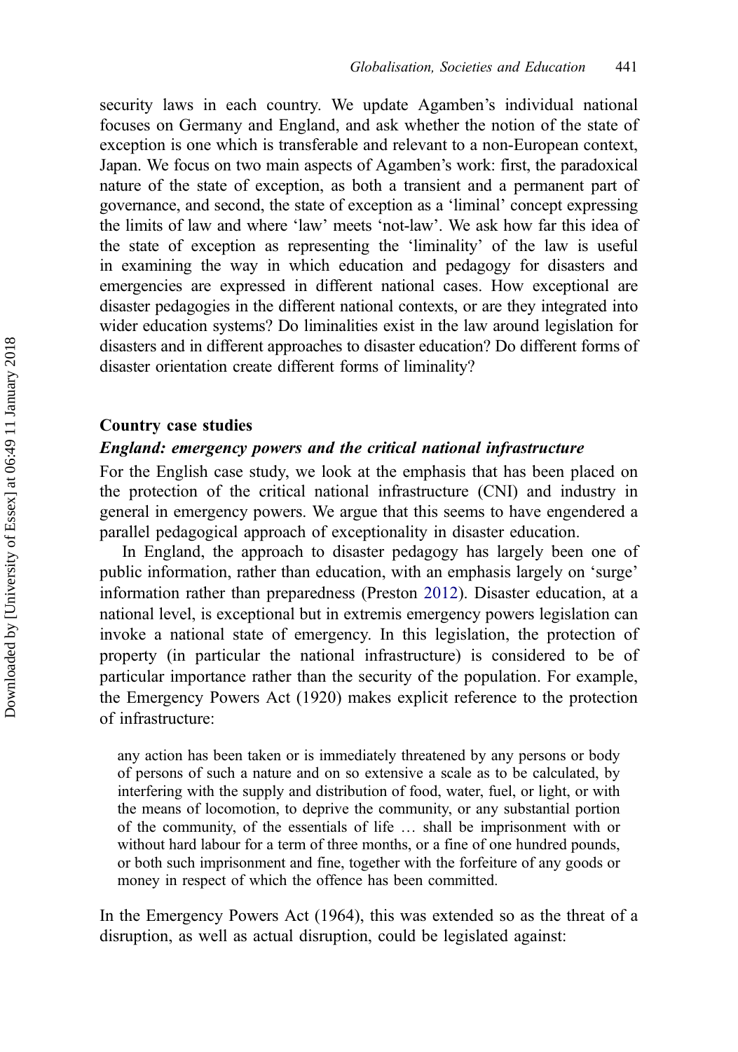security laws in each country. We update Agamben's individual national focuses on Germany and England, and ask whether the notion of the state of exception is one which is transferable and relevant to a non-European context, Japan. We focus on two main aspects of Agamben's work: first, the paradoxical nature of the state of exception, as both a transient and a permanent part of governance, and second, the state of exception as a 'liminal' concept expressing the limits of law and where 'law' meets 'not-law'. We ask how far this idea of the state of exception as representing the 'liminality' of the law is useful in examining the way in which education and pedagogy for disasters and emergencies are expressed in different national cases. How exceptional are disaster pedagogies in the different national contexts, or are they integrated into wider education systems? Do liminalities exist in the law around legislation for disasters and in different approaches to disaster education? Do different forms of disaster orientation create different forms of liminality?

## Country case studies

### *England: emergency powers and the critical national infrastructure*

For the English case study, we look at the emphasis that has been placed on the protection of the critical national infrastructure (CNI) and industry in general in emergency powers. We argue that this seems to have engendered a parallel pedagogical approach of exceptionality in disaster education.

In England, the approach to disaster pedagogy has largely been one of public information, rather than education, with an emphasis largely on 'surge' information rather than preparedness (Preston 2012). Disaster education, at a national level, is exceptional but in extremis emergency powers legislation can invoke a national state of emergency. In this legislation, the protection of property (in particular the national infrastructure) is considered to be of particular importance rather than the security of the population. For example, the Emergency Powers Act (1920) makes explicit reference to the protection of infrastructure:

> any action has been taken or is immediately threatened by any persons or body of persons of such a nature and on so extensive a scale as to be calculated, by interfering with the supply and distribution of food, water, fuel, or light, or with the means of locomotion, to deprive the community, or any substantial portion of the community, of the essentials of life … shall be imprisonment with or without hard labour for a term of three months, or a fine of one hundred pounds, or both such imprisonment and fine, together with the forfeiture of any goods or money in respect of which the offence has been committed.

In the Emergency Powers Act (1964), this was extended so as the threat of a disruption, as well as actual disruption, could be legislated against: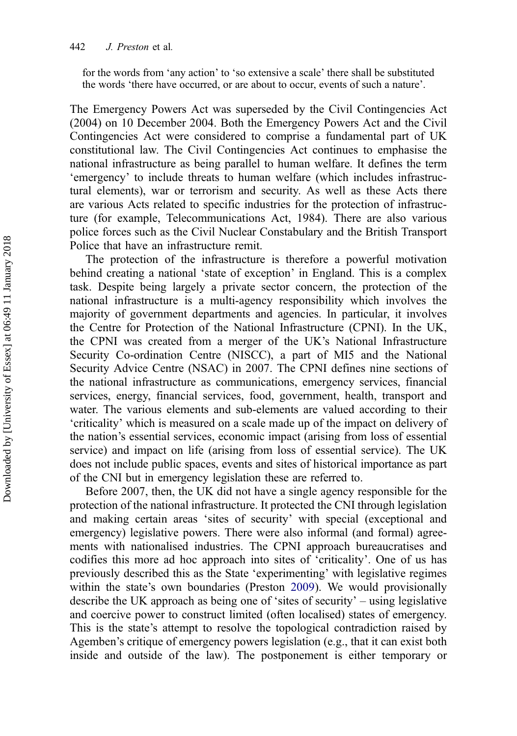for the words from 'any action' to 'so extensive a scale' there shall be substituted the words 'there have occurred, or are about to occur, events of such a nature'.

The Emergency Powers Act was superseded by the Civil Contingencies Act (2004) on 10 December 2004. Both the Emergency Powers Act and the Civil Contingencies Act were considered to comprise a fundamental part of UK constitutional law. The Civil Contingencies Act continues to emphasise the national infrastructure as being parallel to human welfare. It defines the term 'emergency' to include threats to human welfare (which includes infrastructural elements), war or terrorism and security. As well as these Acts there are various Acts related to specific industries for the protection of infrastructure (for example, Telecommunications Act, 1984). There are also various police forces such as the Civil Nuclear Constabulary and the British Transport Police that have an infrastructure remit.

The protection of the infrastructure is therefore a powerful motivation behind creating a national 'state of exception' in England. This is a complex task. Despite being largely a private sector concern, the protection of the national infrastructure is a multi-agency responsibility which involves the majority of government departments and agencies. In particular, it involves the Centre for Protection of the National Infrastructure (CPNI). In the UK, the CPNI was created from a merger of the UK's National Infrastructure Security Co-ordination Centre (NISCC), a part of MI5 and the National Security Advice Centre (NSAC) in 2007. The CPNI defines nine sections of the national infrastructure as communications, emergency services, financial services, energy, financial services, food, government, health, transport and water. The various elements and sub-elements are valued according to their 'criticality' which is measured on a scale made up of the impact on delivery of the nation's essential services, economic impact (arising from loss of essential service) and impact on life (arising from loss of essential service). The UK does not include public spaces, events and sites of historical importance as part of the CNI but in emergency legislation these are referred to.

Before 2007, then, the UK did not have a single agency responsible for the protection of the national infrastructure. It protected the CNI through legislation and making certain areas 'sites of security' with special (exceptional and emergency) legislative powers. There were also informal (and formal) agreements with nationalised industries. The CPNI approach bureaucratises and codifies this more ad hoc approach into sites of 'criticality'. One of us has previously described this as the State 'experimenting' with legislative regimes within the state's own boundaries (Preston 2009). We would provisionally describe the UK approach as being one of 'sites of security' – using legislative and coercive power to construct limited (often localised) states of emergency. This is the state's attempt to resolve the topological contradiction raised by Agemben's critique of emergency powers legislation (e.g., that it can exist both inside and outside of the law). The postponement is either temporary or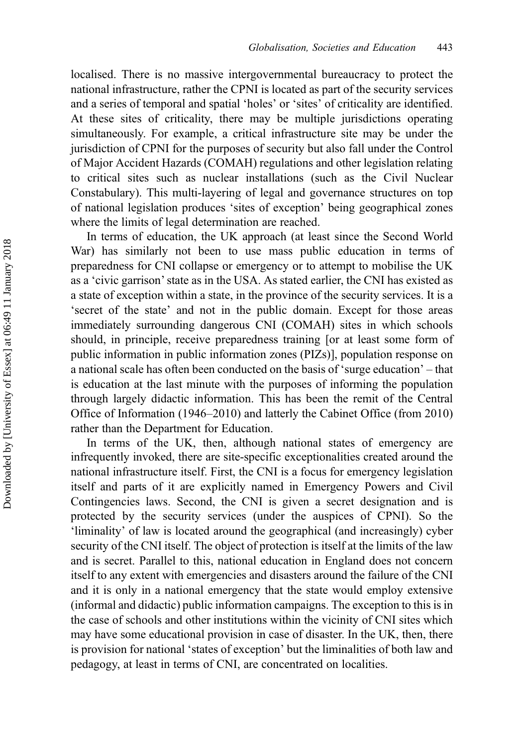localised. There is no massive intergovernmental bureaucracy to protect the national infrastructure, rather the CPNI is located as part of the security services and a series of temporal and spatial 'holes' or 'sites' of criticality are identified. At these sites of criticality, there may be multiple jurisdictions operating simultaneously. For example, a critical infrastructure site may be under the jurisdiction of CPNI for the purposes of security but also fall under the Control of Major Accident Hazards (COMAH) regulations and other legislation relating to critical sites such as nuclear installations (such as the Civil Nuclear Constabulary). This multi-layering of legal and governance structures on top of national legislation produces 'sites of exception' being geographical zones where the limits of legal determination are reached.

In terms of education, the UK approach (at least since the Second World War) has similarly not been to use mass public education in terms of preparedness for CNI collapse or emergency or to attempt to mobilise the UK as a 'civic garrison' state as in the USA. As stated earlier, the CNI has existed as a state of exception within a state, in the province of the security services. It is a 'secret of the state' and not in the public domain. Except for those areas immediately surrounding dangerous CNI (COMAH) sites in which schools should, in principle, receive preparedness training [or at least some form of public information in public information zones (PIZs)], population response on a national scale has often been conducted on the basis of 'surge education' – that is education at the last minute with the purposes of informing the population through largely didactic information. This has been the remit of the Central Office of Information (1946–2010) and latterly the Cabinet Office (from 2010) rather than the Department for Education.

In terms of the UK, then, although national states of emergency are infrequently invoked, there are site-specific exceptionalities created around the national infrastructure itself. First, the CNI is a focus for emergency legislation itself and parts of it are explicitly named in Emergency Powers and Civil Contingencies laws. Second, the CNI is given a secret designation and is protected by the security services (under the auspices of CPNI). So the 'liminality' of law is located around the geographical (and increasingly) cyber security of the CNI itself. The object of protection is itself at the limits of the law and is secret. Parallel to this, national education in England does not concern itself to any extent with emergencies and disasters around the failure of the CNI and it is only in a national emergency that the state would employ extensive (informal and didactic) public information campaigns. The exception to this is in the case of schools and other institutions within the vicinity of CNI sites which may have some educational provision in case of disaster. In the UK, then, there is provision for national 'states of exception' but the liminalities of both law and pedagogy, at least in terms of CNI, are concentrated on localities.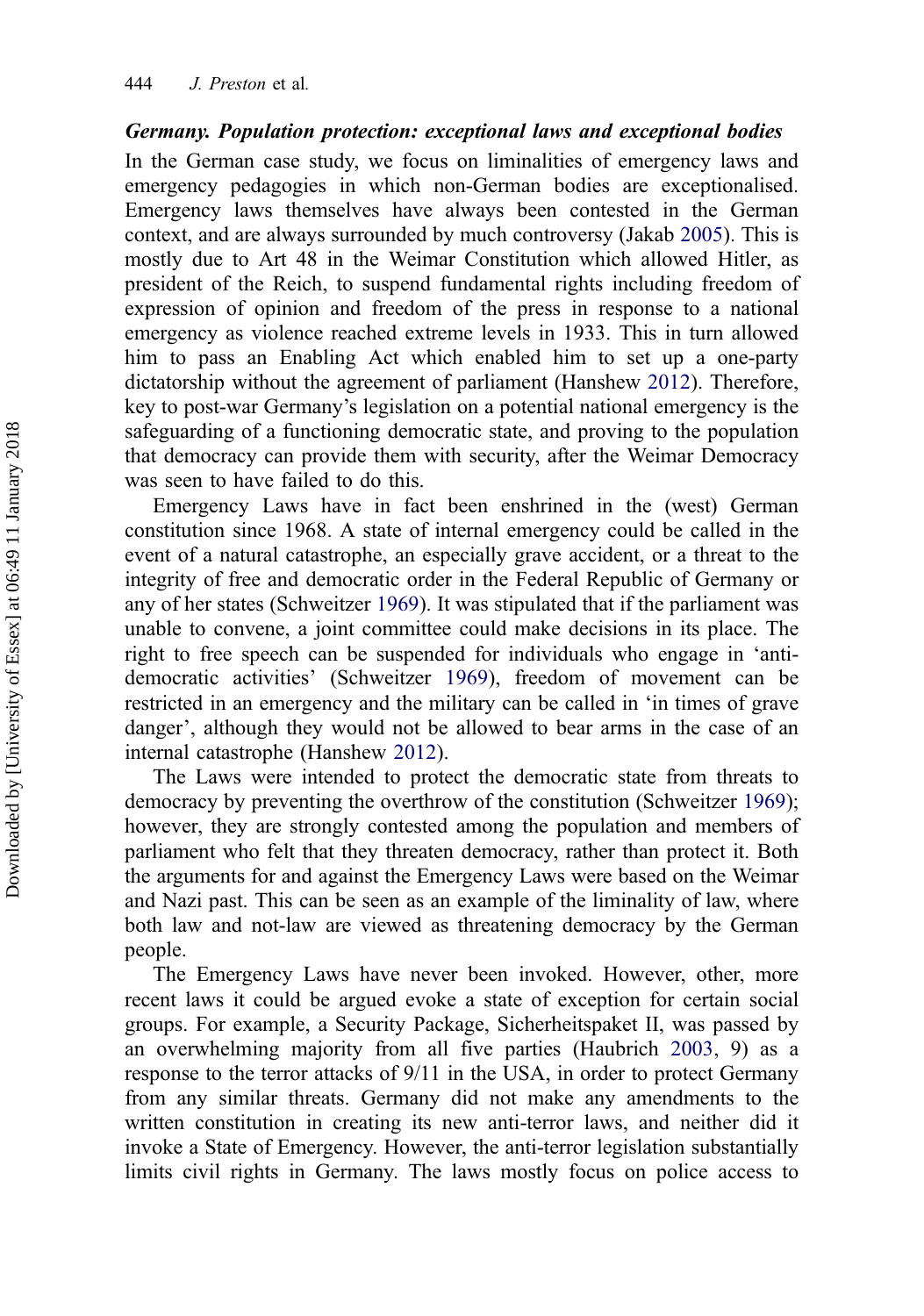### *Germany. Population protection: exceptional laws and exceptional bodies*

In the German case study, we focus on liminalities of emergency laws and emergency pedagogies in which non-German bodies are exceptionalised. Emergency laws themselves have always been contested in the German context, and are always surrounded by much controversy (Jakab 2005). This is mostly due to Art 48 in the Weimar Constitution which allowed Hitler, as president of the Reich, to suspend fundamental rights including freedom of expression of opinion and freedom of the press in response to a national emergency as violence reached extreme levels in 1933. This in turn allowed him to pass an Enabling Act which enabled him to set up a one-party dictatorship without the agreement of parliament (Hanshew 2012). Therefore, key to post-war Germany's legislation on a potential national emergency is the safeguarding of a functioning democratic state, and proving to the population that democracy can provide them with security, after the Weimar Democracy was seen to have failed to do this.

Emergency Laws have in fact been enshrined in the (west) German constitution since 1968. A state of internal emergency could be called in the event of a natural catastrophe, an especially grave accident, or a threat to the integrity of free and democratic order in the Federal Republic of Germany or any of her states (Schweitzer 1969). It was stipulated that if the parliament was unable to convene, a joint committee could make decisions in its place. The right to free speech can be suspended for individuals who engage in 'anti-democratic activities' (Schweitzer 1969), freedom of movement can be restricted in an emergency and the military can be called in 'in times of grave danger', although they would not be allowed to bear arms in the case of an internal catastrophe (Hanshew 2012).

The Laws were intended to protect the democratic state from threats to democracy by preventing the overthrow of the constitution (Schweitzer 1969); however, they are strongly contested among the population and members of parliament who felt that they threaten democracy, rather than protect it. Both the arguments for and against the Emergency Laws were based on the Weimar and Nazi past. This can be seen as an example of the liminality of law, where both law and not-law are viewed as threatening democracy by the German people.

The Emergency Laws have never been invoked. However, other, more recent laws it could be argued evoke a state of exception for certain social groups. For example, a Security Package, Sicherheitspaket II, was passed by an overwhelming majority from all five parties (Haubrich 2003, 9) as a response to the terror attacks of 9/11 in the USA, in order to protect Germany from any similar threats. Germany did not make any amendments to the written constitution in creating its new anti-terror laws, and neither did it invoke a State of Emergency. However, the anti-terror legislation substantially limits civil rights in Germany. The laws mostly focus on police access to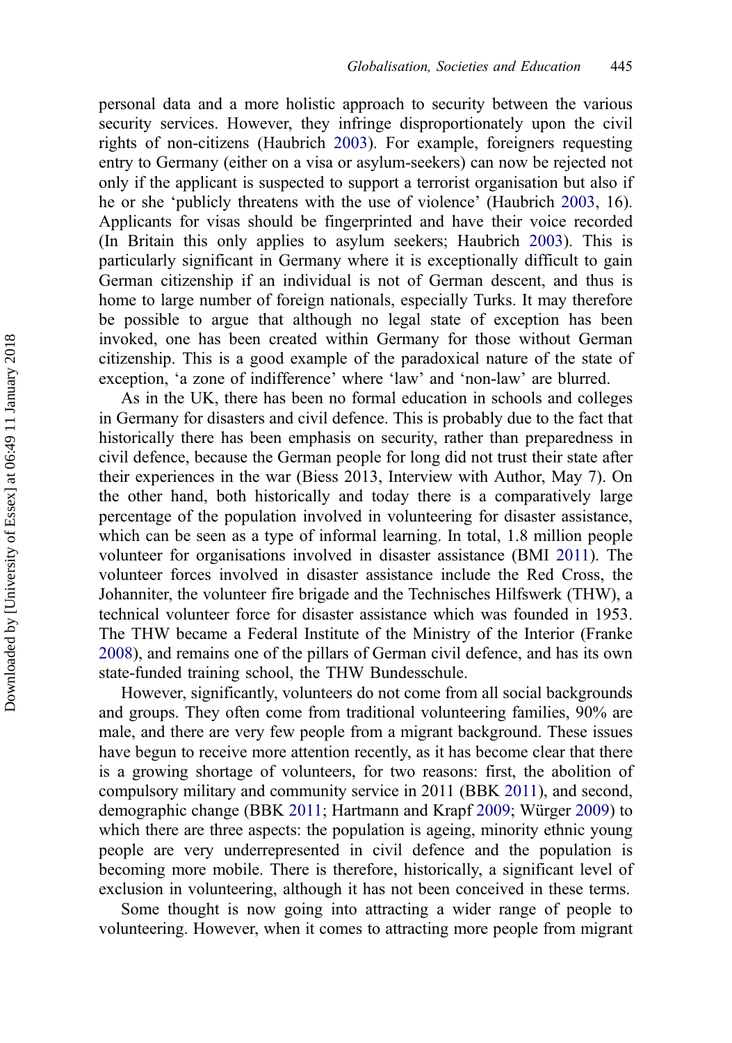personal data and a more holistic approach to security between the various security services. However, they infringe disproportionately upon the civil rights of non-citizens (Haubrich 2003). For example, foreigners requesting entry to Germany (either on a visa or asylum-seekers) can now be rejected not only if the applicant is suspected to support a terrorist organisation but also if he or she 'publicly threatens with the use of violence' (Haubrich 2003, 16). Applicants for visas should be fingerprinted and have their voice recorded (In Britain this only applies to asylum seekers; Haubrich 2003). This is particularly significant in Germany where it is exceptionally difficult to gain German citizenship if an individual is not of German descent, and thus is home to large number of foreign nationals, especially Turks. It may therefore be possible to argue that although no legal state of exception has been invoked, one has been created within Germany for those without German citizenship. This is a good example of the paradoxical nature of the state of exception, 'a zone of indifference' where 'law' and 'non-law' are blurred.

As in the UK, there has been no formal education in schools and colleges in Germany for disasters and civil defence. This is probably due to the fact that historically there has been emphasis on security, rather than preparedness in civil defence, because the German people for long did not trust their state after their experiences in the war (Biess 2013, Interview with Author, May 7). On the other hand, both historically and today there is a comparatively large percentage of the population involved in volunteering for disaster assistance, which can be seen as a type of informal learning. In total, 1.8 million people volunteer for organisations involved in disaster assistance (BMI 2011). The volunteer forces involved in disaster assistance include the Red Cross, the Johanniter, the volunteer fire brigade and the Technisches Hilfswerk (THW), a technical volunteer force for disaster assistance which was founded in 1953. The THW became a Federal Institute of the Ministry of the Interior (Franke 2008), and remains one of the pillars of German civil defence, and has its own state-funded training school, the THW Bundesschule.

However, significantly, volunteers do not come from all social backgrounds and groups. They often come from traditional volunteering families, 90% are male, and there are very few people from a migrant background. These issues have begun to receive more attention recently, as it has become clear that there is a growing shortage of volunteers, for two reasons: first, the abolition of compulsory military and community service in 2011 (BBK 2011), and second, demographic change (BBK 2011; Hartmann and Krapf 2009; Würger 2009) to which there are three aspects: the population is ageing, minority ethnic young people are very underrepresented in civil defence and the population is becoming more mobile. There is therefore, historically, a significant level of exclusion in volunteering, although it has not been conceived in these terms.

Some thought is now going into attracting a wider range of people to volunteering. However, when it comes to attracting more people from migrant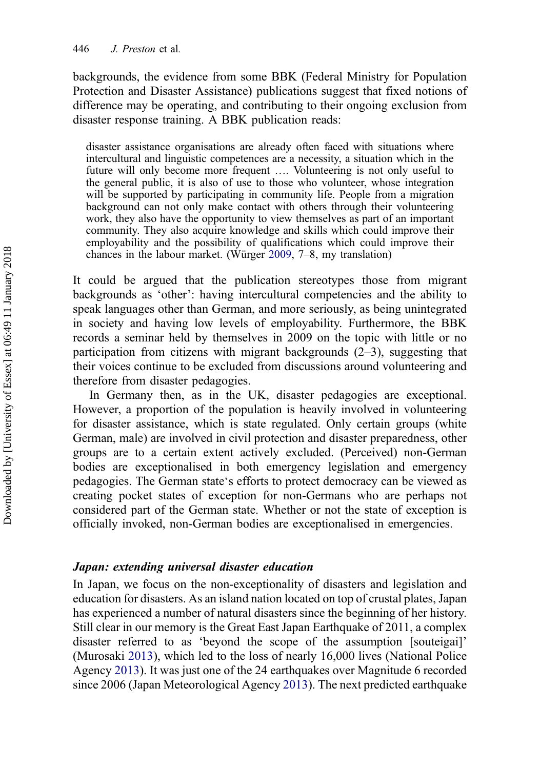backgrounds, the evidence from some BBK (Federal Ministry for Population Protection and Disaster Assistance) publications suggest that fixed notions of difference may be operating, and contributing to their ongoing exclusion from disaster response training. A BBK publication reads:

> disaster assistance organisations are already often faced with situations where intercultural and linguistic competences are a necessity, a situation which in the future will only become more frequent …. Volunteering is not only useful to the general public, it is also of use to those who volunteer, whose integration will be supported by participating in community life. People from a migration background can not only make contact with others through their volunteering work, they also have the opportunity to view themselves as part of an important community. They also acquire knowledge and skills which could improve their employability and the possibility of qualifications which could improve their chances in the labour market. (Würger 2009, 7–8, my translation)

It could be argued that the publication stereotypes those from migrant backgrounds as 'other': having intercultural competencies and the ability to speak languages other than German, and more seriously, as being unintegrated in society and having low levels of employability. Furthermore, the BBK records a seminar held by themselves in 2009 on the topic with little or no participation from citizens with migrant backgrounds (2–3), suggesting that their voices continue to be excluded from discussions around volunteering and therefore from disaster pedagogies.

In Germany then, as in the UK, disaster pedagogies are exceptional. However, a proportion of the population is heavily involved in volunteering for disaster assistance, which is state regulated. Only certain groups (white German, male) are involved in civil protection and disaster preparedness, other groups are to a certain extent actively excluded. (Perceived) non-German bodies are exceptionalised in both emergency legislation and emergency pedagogies. The German state's efforts to protect democracy can be viewed as creating pocket states of exception for non-Germans who are perhaps not considered part of the German state. Whether or not the state of exception is officially invoked, non-German bodies are exceptionalised in emergencies.

### *Japan: extending universal disaster education*

In Japan, we focus on the non-exceptionality of disasters and legislation and education for disasters. As an island nation located on top of crustal plates, Japan has experienced a number of natural disasters since the beginning of her history. Still clear in our memory is the Great East Japan Earthquake of 2011, a complex disaster referred to as 'beyond the scope of the assumption [souteigai]' (Murosaki 2013), which led to the loss of nearly 16,000 lives (National Police Agency 2013). It was just one of the 24 earthquakes over Magnitude 6 recorded since 2006 (Japan Meteorological Agency 2013). The next predicted earthquake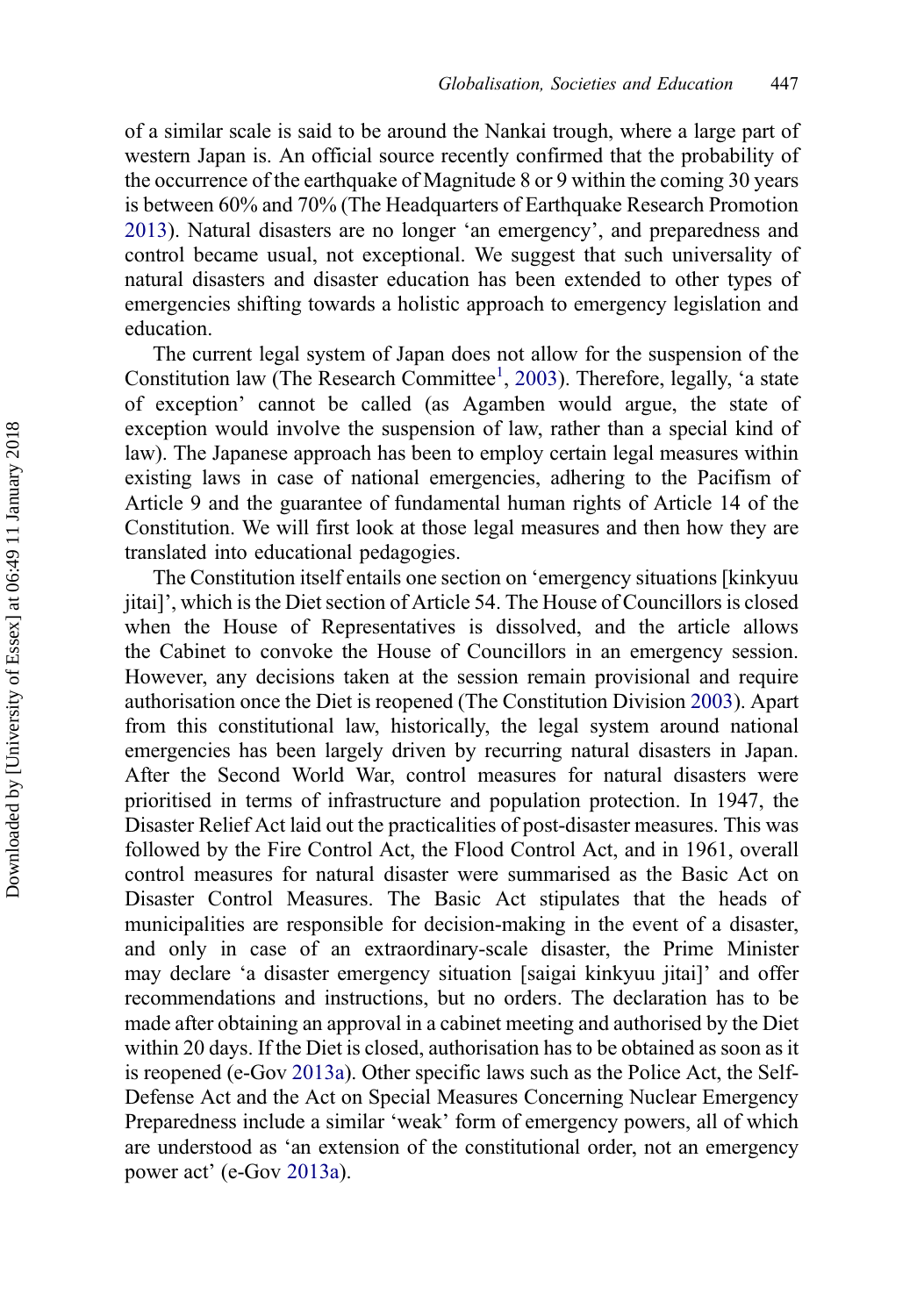of a similar scale is said to be around the Nankai trough, where a large part of western Japan is. An official source recently confirmed that the probability of the occurrence of the earthquake of Magnitude 8 or 9 within the coming 30 years is between 60% and 70% (The Headquarters of Earthquake Research Promotion 2013). Natural disasters are no longer 'an emergency', and preparedness and control became usual, not exceptional. We suggest that such universality of natural disasters and disaster education has been extended to other types of emergencies shifting towards a holistic approach to emergency legislation and education.

The current legal system of Japan does not allow for the suspension of the Constitution law (The Research Committee[1], 2003). Therefore, legally, 'a state of exception' cannot be called (as Agamben would argue, the state of exception would involve the suspension of law, rather than a special kind of law). The Japanese approach has been to employ certain legal measures within existing laws in case of national emergencies, adhering to the Pacifism of Article 9 and the guarantee of fundamental human rights of Article 14 of the Constitution. We will first look at those legal measures and then how they are translated into educational pedagogies.

The Constitution itself entails one section on 'emergency situations [kinkyuu jitai]', which is the Diet section of Article 54. The House of Councillors is closed when the House of Representatives is dissolved, and the article allows the Cabinet to convoke the House of Councillors in an emergency session. However, any decisions taken at the session remain provisional and require authorisation once the Diet is reopened (The Constitution Division 2003). Apart from this constitutional law, historically, the legal system around national emergencies has been largely driven by recurring natural disasters in Japan. After the Second World War, control measures for natural disasters were prioritised in terms of infrastructure and population protection. In 1947, the Disaster Relief Act laid out the practicalities of post-disaster measures. This was followed by the Fire Control Act, the Flood Control Act, and in 1961, overall control measures for natural disaster were summarised as the Basic Act on Disaster Control Measures. The Basic Act stipulates that the heads of municipalities are responsible for decision-making in the event of a disaster, and only in case of an extraordinary-scale disaster, the Prime Minister may declare 'a disaster emergency situation [saigai kinkyuu jitai]' and offer recommendations and instructions, but no orders. The declaration has to be made after obtaining an approval in a cabinet meeting and authorised by the Diet within 20 days. If the Diet is closed, authorisation has to be obtained as soon as it is reopened (e-Gov 2013a). Other specific laws such as the Police Act, the Self-Defense Act and the Act on Special Measures Concerning Nuclear Emergency Preparedness include a similar 'weak' form of emergency powers, all of which are understood as 'an extension of the constitutional order, not an emergency power act' (e-Gov 2013a).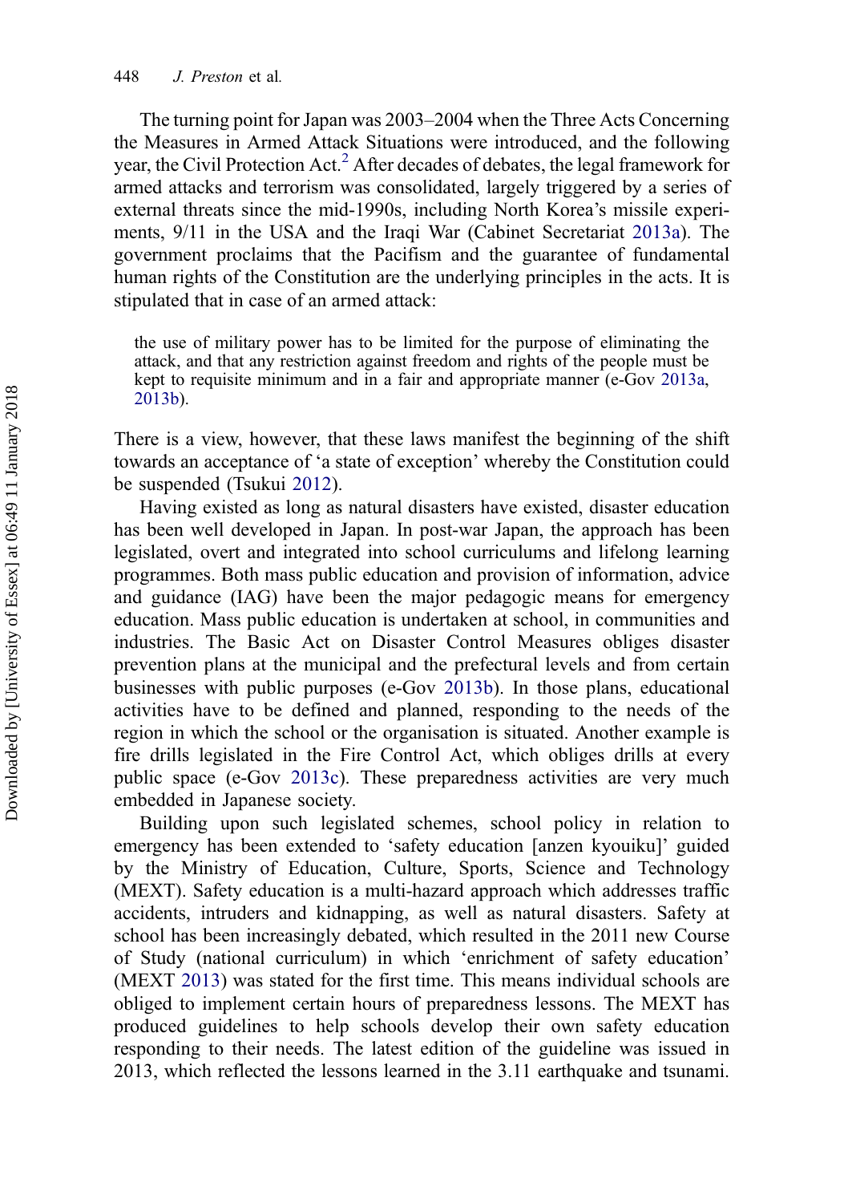The turning point for Japan was 2003–2004 when the Three Acts Concerning the Measures in Armed Attack Situations were introduced, and the following year, the Civil Protection Act.[2] After decades of debates, the legal framework for armed attacks and terrorism was consolidated, largely triggered by a series of external threats since the mid-1990s, including North Korea's missile experiments, 9/11 in the USA and the Iraqi War (Cabinet Secretariat 2013a). The government proclaims that the Pacifism and the guarantee of fundamental human rights of the Constitution are the underlying principles in the acts. It is stipulated that in case of an armed attack:

> the use of military power has to be limited for the purpose of eliminating the attack, and that any restriction against freedom and rights of the people must be kept to requisite minimum and in a fair and appropriate manner (e-Gov 2013a, 2013b).

There is a view, however, that these laws manifest the beginning of the shift towards an acceptance of 'a state of exception' whereby the Constitution could be suspended (Tsukui 2012).

Having existed as long as natural disasters have existed, disaster education has been well developed in Japan. In post-war Japan, the approach has been legislated, overt and integrated into school curriculums and lifelong learning programmes. Both mass public education and provision of information, advice and guidance (IAG) have been the major pedagogic means for emergency education. Mass public education is undertaken at school, in communities and industries. The Basic Act on Disaster Control Measures obliges disaster prevention plans at the municipal and the prefectural levels and from certain businesses with public purposes (e-Gov 2013b). In those plans, educational activities have to be defined and planned, responding to the needs of the region in which the school or the organisation is situated. Another example is fire drills legislated in the Fire Control Act, which obliges drills at every public space (e-Gov 2013c). These preparedness activities are very much embedded in Japanese society.

Building upon such legislated schemes, school policy in relation to emergency has been extended to 'safety education [anzen kyouiku]' guided by the Ministry of Education, Culture, Sports, Science and Technology (MEXT). Safety education is a multi-hazard approach which addresses traffic accidents, intruders and kidnapping, as well as natural disasters. Safety at school has been increasingly debated, which resulted in the 2011 new Course of Study (national curriculum) in which 'enrichment of safety education' (MEXT 2013) was stated for the first time. This means individual schools are obliged to implement certain hours of preparedness lessons. The MEXT has produced guidelines to help schools develop their own safety education responding to their needs. The latest edition of the guideline was issued in 2013, which reflected the lessons learned in the 3.11 earthquake and tsunami.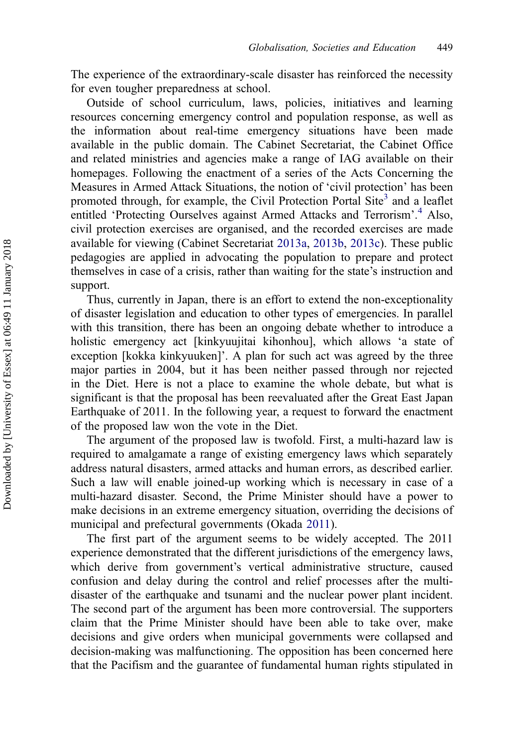The experience of the extraordinary-scale disaster has reinforced the necessity for even tougher preparedness at school.

Outside of school curriculum, laws, policies, initiatives and learning resources concerning emergency control and population response, as well as the information about real-time emergency situations have been made available in the public domain. The Cabinet Secretariat, the Cabinet Office and related ministries and agencies make a range of IAG available on their homepages. Following the enactment of a series of the Acts Concerning the Measures in Armed Attack Situations, the notion of 'civil protection' has been promoted through, for example, the Civil Protection Portal Site[3] and a leaflet entitled 'Protecting Ourselves against Armed Attacks and Terrorism'.[4] Also, civil protection exercises are organised, and the recorded exercises are made available for viewing (Cabinet Secretariat 2013a, 2013b, 2013c). These public pedagogies are applied in advocating the population to prepare and protect themselves in case of a crisis, rather than waiting for the state's instruction and support.

Thus, currently in Japan, there is an effort to extend the non-exceptionality of disaster legislation and education to other types of emergencies. In parallel with this transition, there has been an ongoing debate whether to introduce a holistic emergency act [kinkyuujitai kihonhou], which allows 'a state of exception [kokka kinkyuuken]'. A plan for such act was agreed by the three major parties in 2004, but it has been neither passed through nor rejected in the Diet. Here is not a place to examine the whole debate, but what is significant is that the proposal has been reevaluated after the Great East Japan Earthquake of 2011. In the following year, a request to forward the enactment of the proposed law won the vote in the Diet.

The argument of the proposed law is twofold. First, a multi-hazard law is required to amalgamate a range of existing emergency laws which separately address natural disasters, armed attacks and human errors, as described earlier. Such a law will enable joined-up working which is necessary in case of a multi-hazard disaster. Second, the Prime Minister should have a power to make decisions in an extreme emergency situation, overriding the decisions of municipal and prefectural governments (Okada 2011).

The first part of the argument seems to be widely accepted. The 2011 experience demonstrated that the different jurisdictions of the emergency laws, which derive from government's vertical administrative structure, caused confusion and delay during the control and relief processes after the multi-disaster of the earthquake and tsunami and the nuclear power plant incident. The second part of the argument has been more controversial. The supporters claim that the Prime Minister should have been able to take over, make decisions and give orders when municipal governments were collapsed and decision-making was malfunctioning. The opposition has been concerned here that the Pacifism and the guarantee of fundamental human rights stipulated in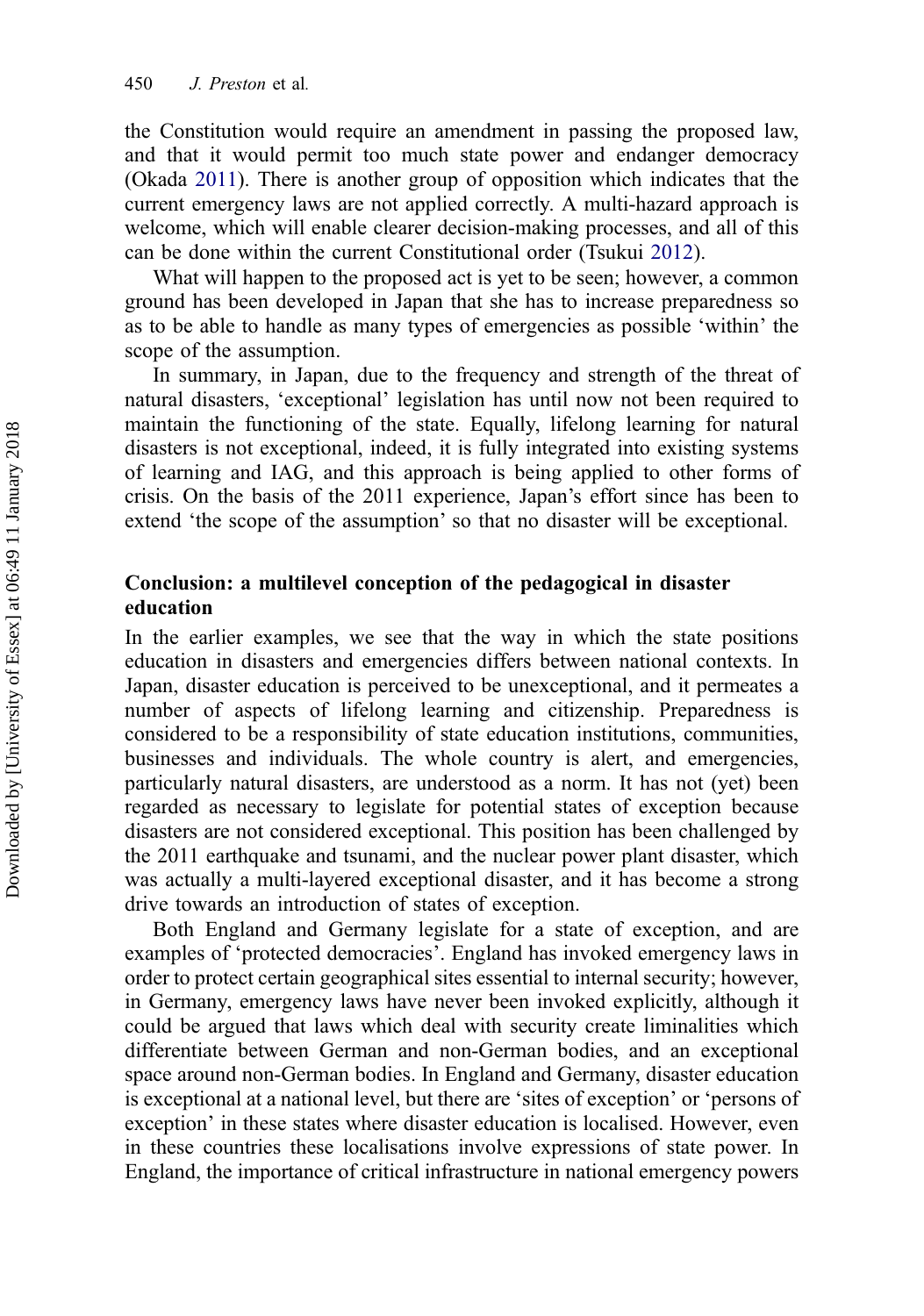the Constitution would require an amendment in passing the proposed law, and that it would permit too much state power and endanger democracy (Okada 2011). There is another group of opposition which indicates that the current emergency laws are not applied correctly. A multi-hazard approach is welcome, which will enable clearer decision-making processes, and all of this can be done within the current Constitutional order (Tsukui 2012).

What will happen to the proposed act is yet to be seen; however, a common ground has been developed in Japan that she has to increase preparedness so as to be able to handle as many types of emergencies as possible 'within' the scope of the assumption.

In summary, in Japan, due to the frequency and strength of the threat of natural disasters, 'exceptional' legislation has until now not been required to maintain the functioning of the state. Equally, lifelong learning for natural disasters is not exceptional, indeed, it is fully integrated into existing systems of learning and IAG, and this approach is being applied to other forms of crisis. On the basis of the 2011 experience, Japan's effort since has been to extend 'the scope of the assumption' so that no disaster will be exceptional.

## Conclusion: a multilevel conception of the pedagogical in disaster education

In the earlier examples, we see that the way in which the state positions education in disasters and emergencies differs between national contexts. In Japan, disaster education is perceived to be unexceptional, and it permeates a number of aspects of lifelong learning and citizenship. Preparedness is considered to be a responsibility of state education institutions, communities, businesses and individuals. The whole country is alert, and emergencies, particularly natural disasters, are understood as a norm. It has not (yet) been regarded as necessary to legislate for potential states of exception because disasters are not considered exceptional. This position has been challenged by the 2011 earthquake and tsunami, and the nuclear power plant disaster, which was actually a multi-layered exceptional disaster, and it has become a strong drive towards an introduction of states of exception.

Both England and Germany legislate for a state of exception, and are examples of 'protected democracies'. England has invoked emergency laws in order to protect certain geographical sites essential to internal security; however, in Germany, emergency laws have never been invoked explicitly, although it could be argued that laws which deal with security create liminalities which differentiate between German and non-German bodies, and an exceptional space around non-German bodies. In England and Germany, disaster education is exceptional at a national level, but there are 'sites of exception' or 'persons of exception' in these states where disaster education is localised. However, even in these countries these localisations involve expressions of state power. In England, the importance of critical infrastructure in national emergency powers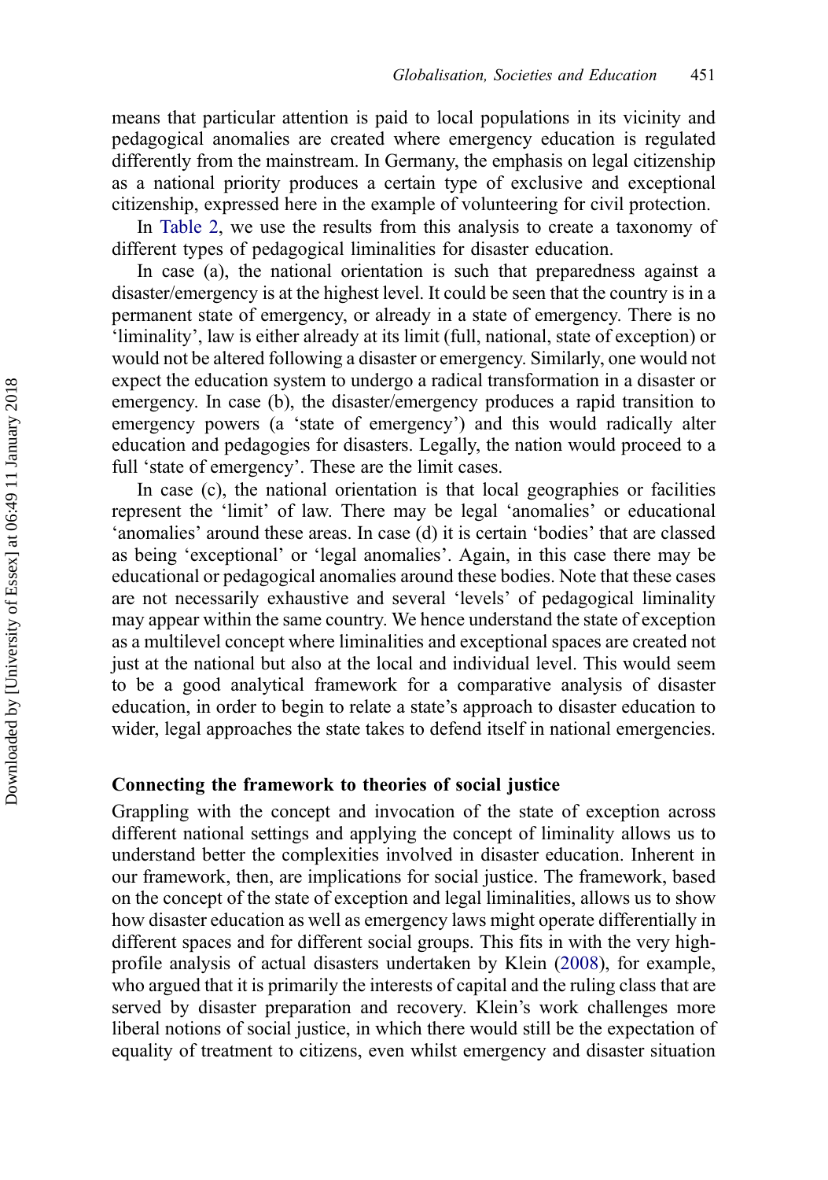means that particular attention is paid to local populations in its vicinity and pedagogical anomalies are created where emergency education is regulated differently from the mainstream. In Germany, the emphasis on legal citizenship as a national priority produces a certain type of exclusive and exceptional citizenship, expressed here in the example of volunteering for civil protection.

In Table 2, we use the results from this analysis to create a taxonomy of different types of pedagogical liminalities for disaster education.

In case (a), the national orientation is such that preparedness against a disaster/emergency is at the highest level. It could be seen that the country is in a permanent state of emergency, or already in a state of emergency. There is no 'liminality', law is either already at its limit (full, national, state of exception) or would not be altered following a disaster or emergency. Similarly, one would not expect the education system to undergo a radical transformation in a disaster or emergency. In case (b), the disaster/emergency produces a rapid transition to emergency powers (a 'state of emergency') and this would radically alter education and pedagogies for disasters. Legally, the nation would proceed to a full 'state of emergency'. These are the limit cases.

In case (c), the national orientation is that local geographies or facilities represent the 'limit' of law. There may be legal 'anomalies' or educational 'anomalies' around these areas. In case (d) it is certain 'bodies' that are classed as being 'exceptional' or 'legal anomalies'. Again, in this case there may be educational or pedagogical anomalies around these bodies. Note that these cases are not necessarily exhaustive and several 'levels' of pedagogical liminality may appear within the same country. We hence understand the state of exception as a multilevel concept where liminalities and exceptional spaces are created not just at the national but also at the local and individual level. This would seem to be a good analytical framework for a comparative analysis of disaster education, in order to begin to relate a state's approach to disaster education to wider, legal approaches the state takes to defend itself in national emergencies.

## Connecting the framework to theories of social justice

Grappling with the concept and invocation of the state of exception across different national settings and applying the concept of liminality allows us to understand better the complexities involved in disaster education. Inherent in our framework, then, are implications for social justice. The framework, based on the concept of the state of exception and legal liminalities, allows us to show how disaster education as well as emergency laws might operate differentially in different spaces and for different social groups. This fits in with the very high-profile analysis of actual disasters undertaken by Klein (2008), for example, who argued that it is primarily the interests of capital and the ruling class that are served by disaster preparation and recovery. Klein's work challenges more liberal notions of social justice, in which there would still be the expectation of equality of treatment to citizens, even whilst emergency and disaster situation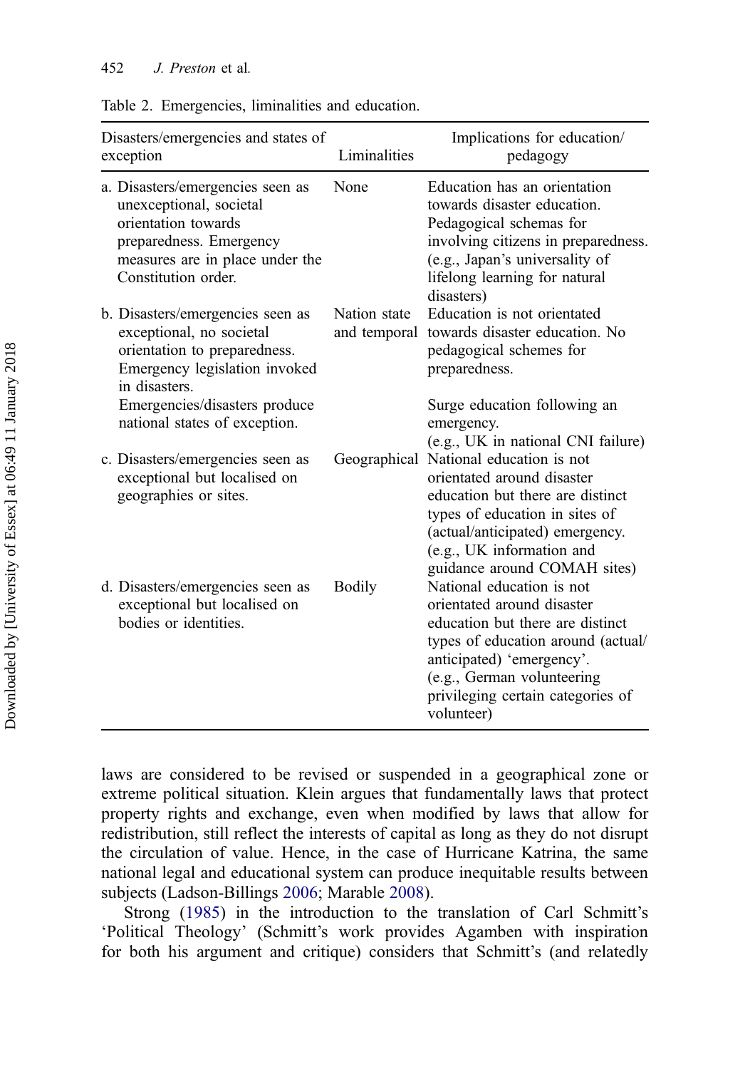Table 2. Emergencies, liminalities and education.

| Disasters/emergencies and states of exception | Liminalities | Implications for education/ pedagogy |
|---|---|---|
| a. Disasters/emergencies seen as unexceptional, societal orientation towards preparedness. Emergency measures are in place under the Constitution order. | None | Education has an orientation towards disaster education. Pedagogical schemas for involving citizens in preparedness. (e.g., Japan's universality of lifelong learning for natural disasters) |
| b. Disasters/emergencies seen as exceptional, no societal orientation to preparedness. Emergency legislation invoked in disasters. Emergencies/disasters produce national states of exception. | Nation state and temporal | Education is not orientated towards disaster education. No pedagogical schemes for preparedness. Surge education following an emergency. (e.g., UK in national CNI failure) |
| c. Disasters/emergencies seen as exceptional but localised on geographies or sites. | Geographical | National education is not orientated around disaster education but there are distinct types of education in sites of (actual/anticipated) emergency. (e.g., UK information and guidance around COMAH sites) |
| d. Disasters/emergencies seen as exceptional but localised on bodies or identities. | Bodily | National education is not orientated around disaster education but there are distinct types of education around (actual/ anticipated) 'emergency'. (e.g., German volunteering privileging certain categories of volunteer) |

laws are considered to be revised or suspended in a geographical zone or extreme political situation. Klein argues that fundamentally laws that protect property rights and exchange, even when modified by laws that allow for redistribution, still reflect the interests of capital as long as they do not disrupt the circulation of value. Hence, in the case of Hurricane Katrina, the same national legal and educational system can produce inequitable results between subjects (Ladson-Billings 2006; Marable 2008).

Strong (1985) in the introduction to the translation of Carl Schmitt's 'Political Theology' (Schmitt's work provides Agamben with inspiration for both his argument and critique) considers that Schmitt's (and relatedly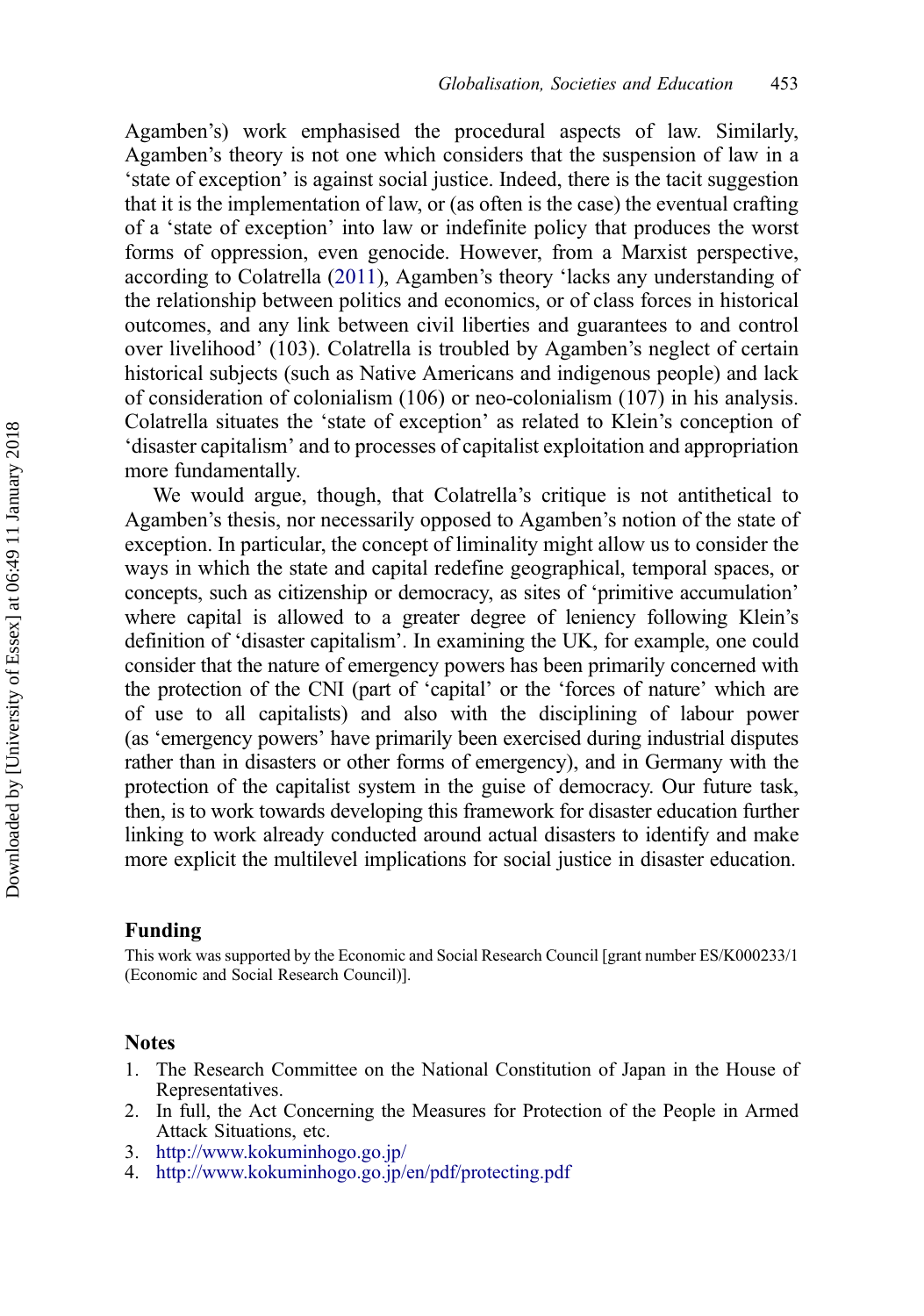Agamben's) work emphasised the procedural aspects of law. Similarly, Agamben's theory is not one which considers that the suspension of law in a 'state of exception' is against social justice. Indeed, there is the tacit suggestion that it is the implementation of law, or (as often is the case) the eventual crafting of a 'state of exception' into law or indefinite policy that produces the worst forms of oppression, even genocide. However, from a Marxist perspective, according to Colatrella (2011), Agamben's theory 'lacks any understanding of the relationship between politics and economics, or of class forces in historical outcomes, and any link between civil liberties and guarantees to and control over livelihood' (103). Colatrella is troubled by Agamben's neglect of certain historical subjects (such as Native Americans and indigenous people) and lack of consideration of colonialism (106) or neo-colonialism (107) in his analysis. Colatrella situates the 'state of exception' as related to Klein's conception of 'disaster capitalism' and to processes of capitalist exploitation and appropriation more fundamentally.

We would argue, though, that Colatrella's critique is not antithetical to Agamben's thesis, nor necessarily opposed to Agamben's notion of the state of exception. In particular, the concept of liminality might allow us to consider the ways in which the state and capital redefine geographical, temporal spaces, or concepts, such as citizenship or democracy, as sites of 'primitive accumulation' where capital is allowed to a greater degree of leniency following Klein's definition of 'disaster capitalism'. In examining the UK, for example, one could consider that the nature of emergency powers has been primarily concerned with the protection of the CNI (part of 'capital' or the 'forces of nature' which are of use to all capitalists) and also with the disciplining of labour power (as 'emergency powers' have primarily been exercised during industrial disputes rather than in disasters or other forms of emergency), and in Germany with the protection of the capitalist system in the guise of democracy. Our future task, then, is to work towards developing this framework for disaster education further linking to work already conducted around actual disasters to identify and make more explicit the multilevel implications for social justice in disaster education.

## Funding

This work was supported by the Economic and Social Research Council [grant number ES/K000233/1 (Economic and Social Research Council)].

## Notes

1. The Research Committee on the National Constitution of Japan in the House of Representatives.
2. In full, the Act Concerning the Measures for Protection of the People in Armed Attack Situations, etc.
3. http://www.kokuminhogo.go.jp/
4. http://www.kokuminhogo.go.jp/en/pdf/protecting.pdf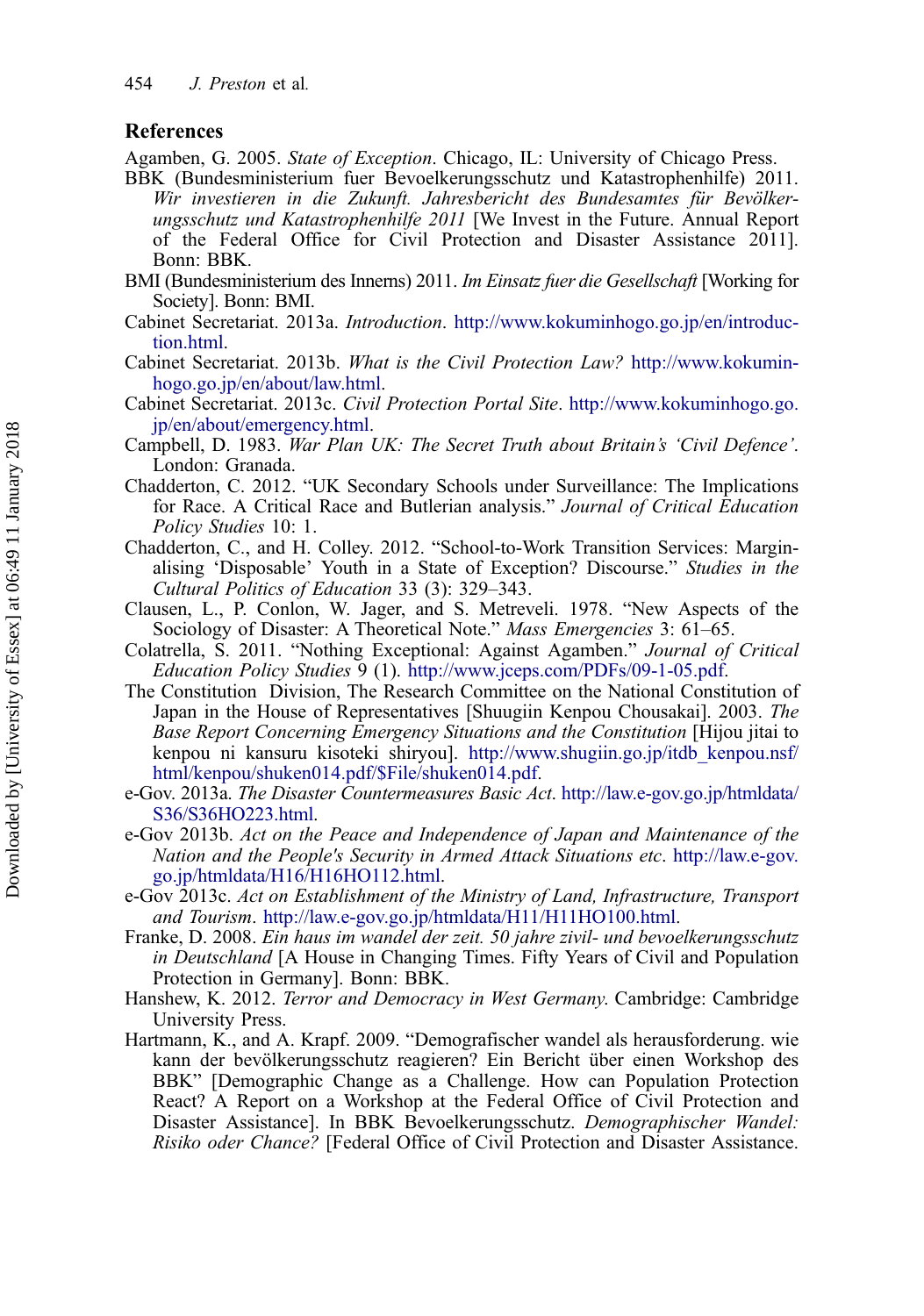## References

Agamben, G. 2005. *State of Exception*. Chicago, IL: University of Chicago Press.

BBK (Bundesministerium fuer Bevoelkerungsschutz und Katastrophenhilfe) 2011. *Wir investieren in die Zukunft. Jahresbericht des Bundesamtes für Bevölkerungsschutz und Katastrophenhilfe 2011* [We Invest in the Future. Annual Report of the Federal Office for Civil Protection and Disaster Assistance 2011]. Bonn: BBK.

BMI (Bundesministerium des Innerns) 2011. *Im Einsatz fuer die Gesellschaft* [Working for Society]. Bonn: BMI.

Cabinet Secretariat. 2013a. *Introduction*. http://www.kokuminhogo.go.jp/en/introduction.html.

Cabinet Secretariat. 2013b. *What is the Civil Protection Law?* http://www.kokuminhogo.go.jp/en/about/law.html.

Cabinet Secretariat. 2013c. *Civil Protection Portal Site*. http://www.kokuminhogo.go.jp/en/about/emergency.html.

Campbell, D. 1983. *War Plan UK: The Secret Truth about Britain's 'Civil Defence'*. London: Granada.

Chadderton, C. 2012. "UK Secondary Schools under Surveillance: The Implications for Race. A Critical Race and Butlerian analysis." *Journal of Critical Education Policy Studies* 10: 1.

Chadderton, C., and H. Colley. 2012. "School-to-Work Transition Services: Marginalising 'Disposable' Youth in a State of Exception? Discourse." *Studies in the Cultural Politics of Education* 33 (3): 329–343.

Clausen, L., P. Conlon, W. Jager, and S. Metreveli. 1978. "New Aspects of the Sociology of Disaster: A Theoretical Note." *Mass Emergencies* 3: 61–65.

Colatrella, S. 2011. "Nothing Exceptional: Against Agamben." *Journal of Critical Education Policy Studies* 9 (1). http://www.jceps.com/PDFs/09-1-05.pdf.

The Constitution Division, The Research Committee on the National Constitution of Japan in the House of Representatives [Shuugiin Kenpou Chousakai]. 2003. *The Base Report Concerning Emergency Situations and the Constitution* [Hijou jitai to kenpou ni kansuru kisoteki shiryou]. http://www.shugiin.go.jp/itdb_kenpou.nsf/html/kenpou/shuken014.pdf/$File/shuken014.pdf.

e-Gov. 2013a. *The Disaster Countermeasures Basic Act*. http://law.e-gov.go.jp/htmldata/S36/S36HO223.html.

e-Gov 2013b. *Act on the Peace and Independence of Japan and Maintenance of the Nation and the People's Security in Armed Attack Situations etc*. http://law.e-gov.go.jp/htmldata/H16/H16HO112.html.

e-Gov 2013c. *Act on Establishment of the Ministry of Land, Infrastructure, Transport and Tourism*. http://law.e-gov.go.jp/htmldata/H11/H11HO100.html.

Franke, D. 2008. *Ein haus im wandel der zeit. 50 jahre zivil- und bevoelkerungsschutz in Deutschland* [A House in Changing Times. Fifty Years of Civil and Population Protection in Germany]. Bonn: BBK.

Hanshew, K. 2012. *Terror and Democracy in West Germany*. Cambridge: Cambridge University Press.

Hartmann, K., and A. Krapf. 2009. "Demografischer wandel als herausforderung. wie kann der bevölkerungsschutz reagieren? Ein Bericht über einen Workshop des BBK" [Demographic Change as a Challenge. How can Population Protection React? A Report on a Workshop at the Federal Office of Civil Protection and Disaster Assistance]. In BBK Bevoelkerungsschutz. *Demographischer Wandel: Risiko oder Chance?* [Federal Office of Civil Protection and Disaster Assistance.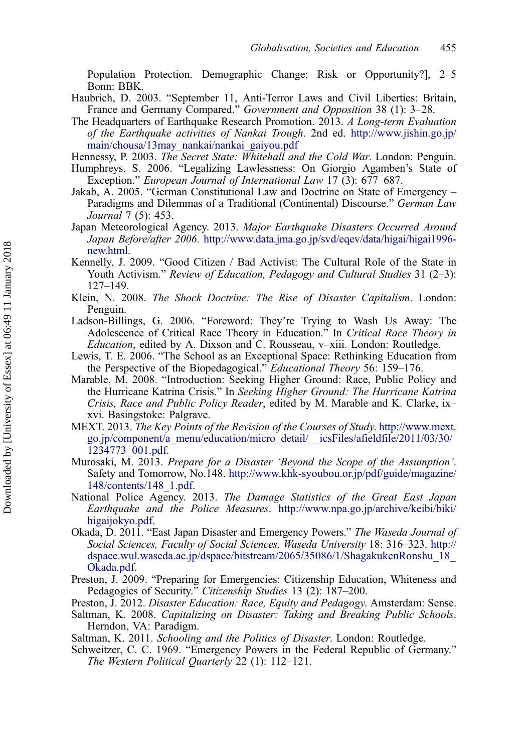Population Protection. Demographic Change: Risk or Opportunity?], 2–5 Bonn: BBK.

Haubrich, D. 2003. "September 11, Anti-Terror Laws and Civil Liberties: Britain, France and Germany Compared." *Government and Opposition* 38 (1): 3–28.

The Headquarters of Earthquake Research Promotion. 2013. *A Long-term Evaluation of the Earthquake activities of Nankai Trough*. 2nd ed. http://www.jishin.go.jp/main/chousa/13may_nankai/nankai_gaiyou.pdf

Hennessy, P. 2003. *The Secret State: Whitehall and the Cold War*. London: Penguin.

Humphreys, S. 2006. "Legalizing Lawlessness: On Giorgio Agamben's State of Exception." *European Journal of International Law* 17 (3): 677–687.

Jakab, A. 2005. "German Constitutional Law and Doctrine on State of Emergency – Paradigms and Dilemmas of a Traditional (Continental) Discourse." *German Law Journal* 7 (5): 453.

Japan Meteorological Agency. 2013. *Major Earthquake Disasters Occurred Around Japan Before/after 2006*. http://www.data.jma.go.jp/svd/eqev/data/higai/higai1996-new.html.

Kennelly, J. 2009. "Good Citizen / Bad Activist: The Cultural Role of the State in Youth Activism." *Review of Education, Pedagogy and Cultural Studies* 31 (2–3): 127–149.

Klein, N. 2008. *The Shock Doctrine: The Rise of Disaster Capitalism*. London: Penguin.

Ladson-Billings, G. 2006. "Foreword: They're Trying to Wash Us Away: The Adolescence of Critical Race Theory in Education." In *Critical Race Theory in Education*, edited by A. Dixson and C. Rousseau, v–xiii. London: Routledge.

Lewis, T. E. 2006. "The School as an Exceptional Space: Rethinking Education from the Perspective of the Biopedagogical." *Educational Theory* 56: 159–176.

Marable, M. 2008. "Introduction: Seeking Higher Ground: Race, Public Policy and the Hurricane Katrina Crisis." In *Seeking Higher Ground: The Hurricane Katrina Crisis, Race and Public Policy Reader*, edited by M. Marable and K. Clarke, ix–xvi. Basingstoke: Palgrave.

MEXT. 2013. *The Key Points of the Revision of the Courses of Study*. http://www.mext.go.jp/component/a_menu/education/micro_detail/__icsFiles/afieldfile/2011/03/30/1234773_001.pdf.

Murosaki, M. 2013. *Prepare for a Disaster 'Beyond the Scope of the Assumption'*. Safety and Tomorrow, No.148. http://www.khk-syoubou.or.jp/pdf/guide/magazine/148/contents/148_1.pdf.

National Police Agency. 2013. *The Damage Statistics of the Great East Japan Earthquake and the Police Measures*. http://www.npa.go.jp/archive/keibi/biki/higaijokyo.pdf.

Okada, D. 2011. "East Japan Disaster and Emergency Powers." *The Waseda Journal of Social Sciences, Faculty of Social Sciences, Waseda University* 18: 316–323. http://dspace.wul.waseda.ac.jp/dspace/bitstream/2065/35086/1/ShagakukenRonshu_18_Okada.pdf.

Preston, J. 2009. "Preparing for Emergencies: Citizenship Education, Whiteness and Pedagogies of Security." *Citizenship Studies* 13 (2): 187–200.

Preston, J. 2012. *Disaster Education: Race, Equity and Pedagogy*. Amsterdam: Sense.

Saltman, K. 2008. *Capitalizing on Disaster: Taking and Breaking Public Schools*. Herndon, VA: Paradigm.

Saltman, K. 2011. *Schooling and the Politics of Disaster*. London: Routledge.

Schweitzer, C. C. 1969. "Emergency Powers in the Federal Republic of Germany." *The Western Political Quarterly* 22 (1): 112–121.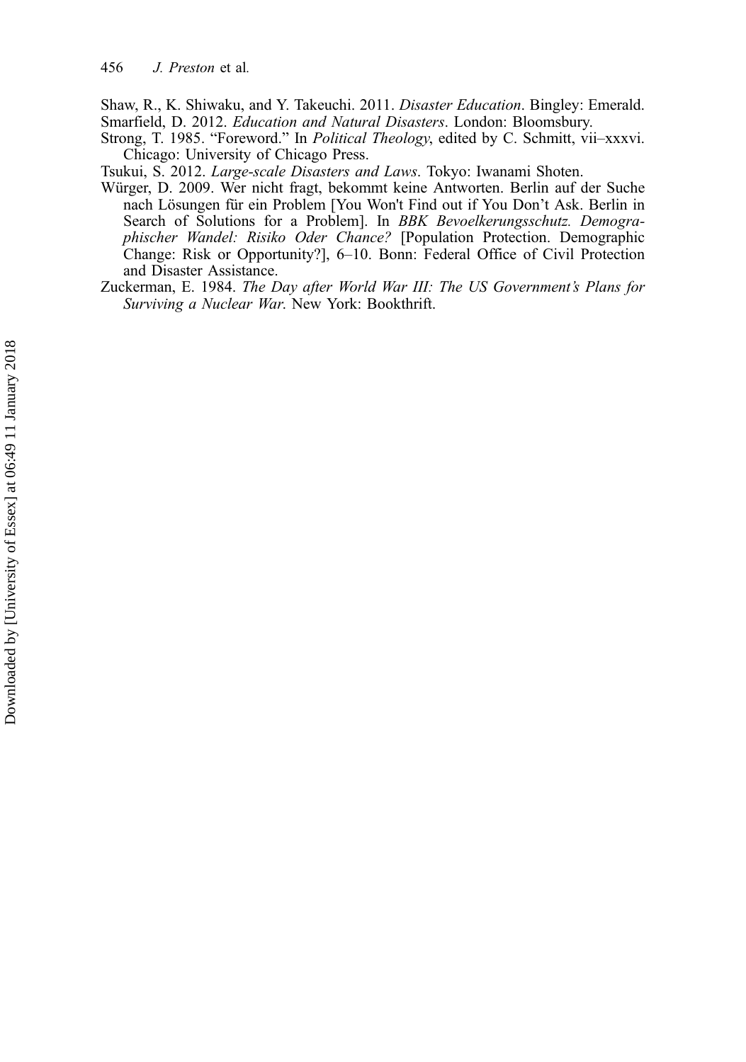Shaw, R., K. Shiwaku, and Y. Takeuchi. 2011. *Disaster Education*. Bingley: Emerald.

Smarfield, D. 2012. *Education and Natural Disasters*. London: Bloomsbury.

Strong, T. 1985. "Foreword." In *Political Theology*, edited by C. Schmitt, vii–xxxvi. Chicago: University of Chicago Press.

Tsukui, S. 2012. *Large-scale Disasters and Laws*. Tokyo: Iwanami Shoten.

Würger, D. 2009. Wer nicht fragt, bekommt keine Antworten. Berlin auf der Suche nach Lösungen für ein Problem [You Won't Find out if You Don't Ask. Berlin in Search of Solutions for a Problem]. In *BBK Bevoelkerungsschutz. Demographischer Wandel: Risiko Oder Chance?* [Population Protection. Demographic Change: Risk or Opportunity?], 6–10. Bonn: Federal Office of Civil Protection and Disaster Assistance.

Zuckerman, E. 1984. *The Day after World War III: The US Government's Plans for Surviving a Nuclear War*. New York: Bookthrift.